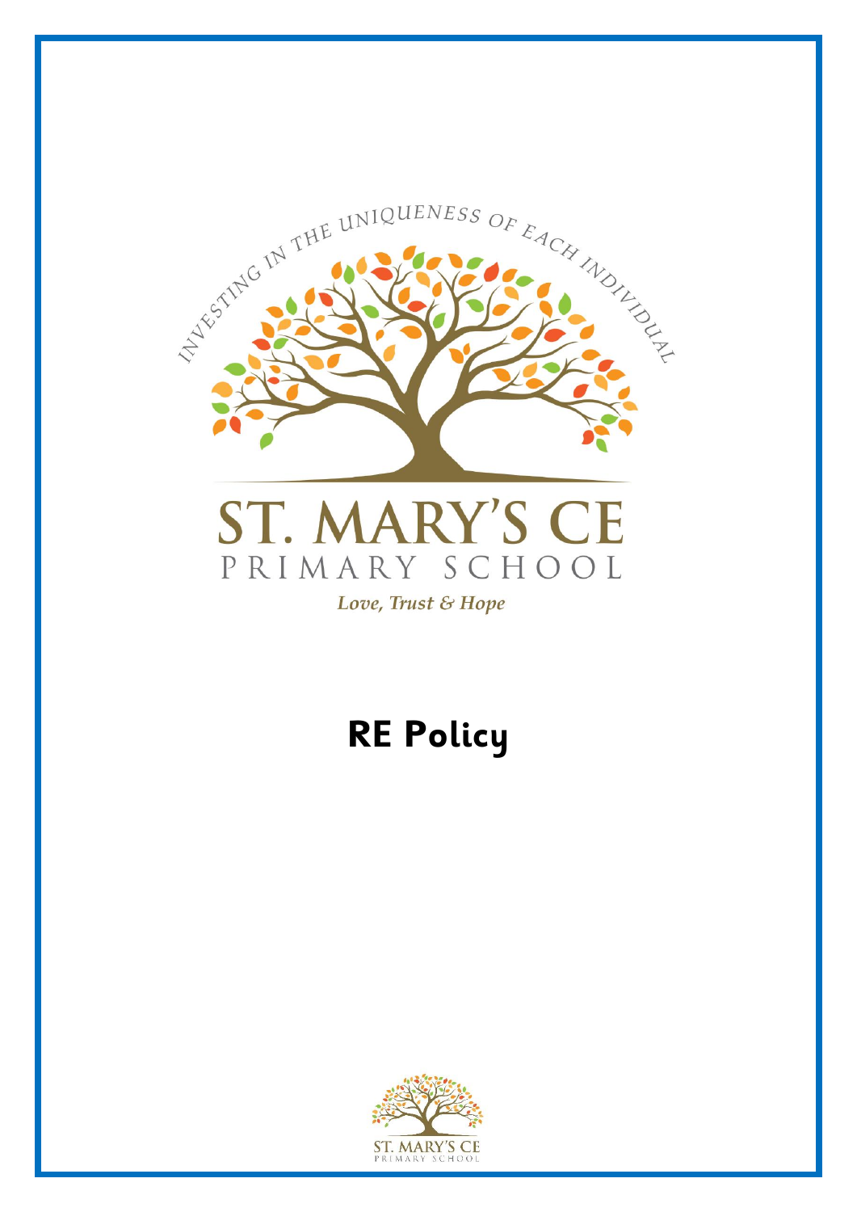INVESTING IN THE UNIQUENESS OF EACH INDIVIDUAL

ST. MARY'S CE
PRIMARY SCHOOL

*Love, Trust & Hope*

# RE Policy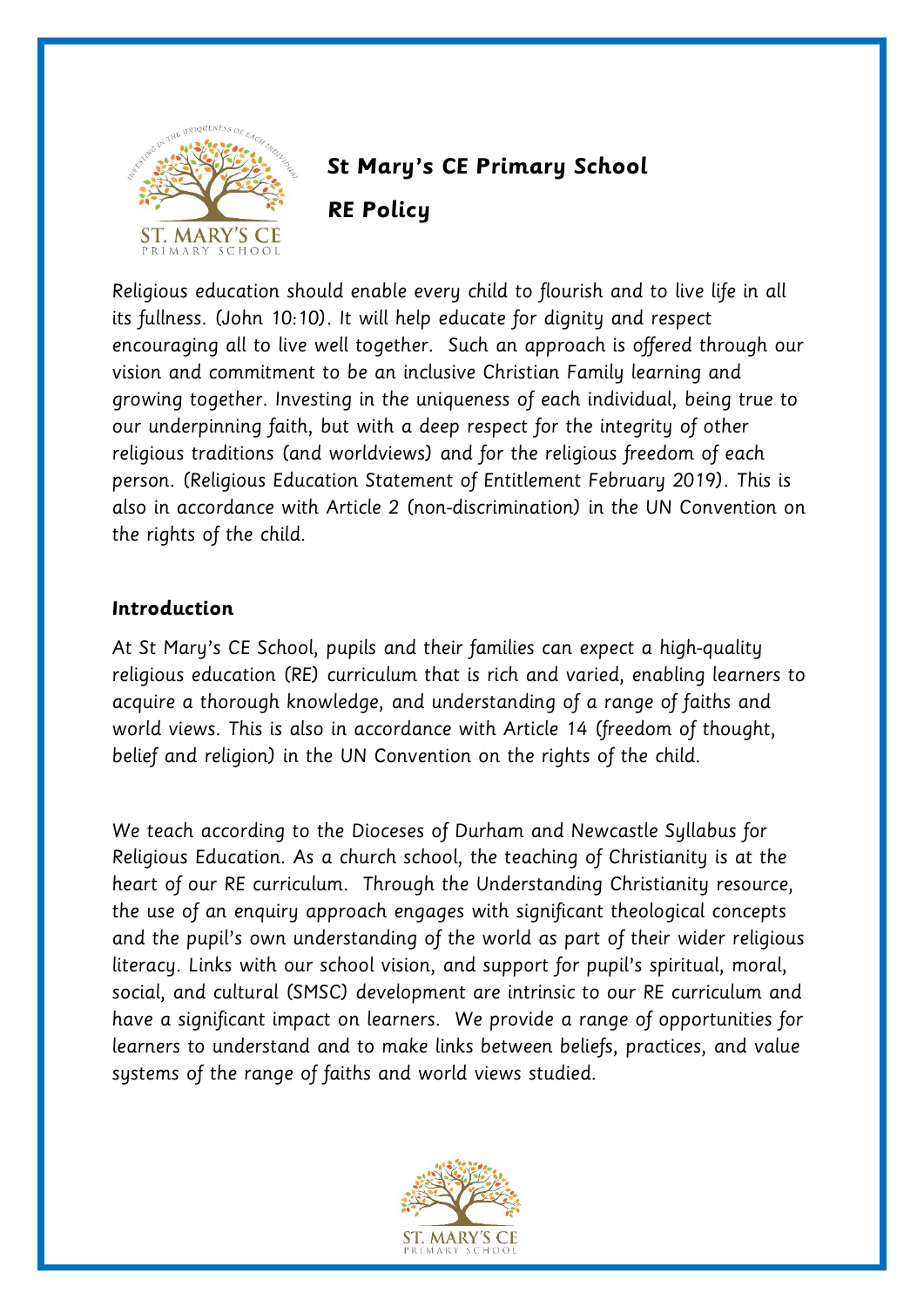# St Mary's CE Primary School

## RE Policy

Religious education should enable every child to flourish and to live life in all its fullness. (John 10:10). It will help educate for dignity and respect encouraging all to live well together. Such an approach is offered through our vision and commitment to be an inclusive Christian Family learning and growing together. Investing in the uniqueness of each individual, being true to our underpinning faith, but with a deep respect for the integrity of other religious traditions (and worldviews) and for the religious freedom of each person. (Religious Education Statement of Entitlement February 2019). This is also in accordance with Article 2 (non-discrimination) in the UN Convention on the rights of the child.

### Introduction

At St Mary's CE School, pupils and their families can expect a high-quality religious education (RE) curriculum that is rich and varied, enabling learners to acquire a thorough knowledge, and understanding of a range of faiths and world views. This is also in accordance with Article 14 (freedom of thought, belief and religion) in the UN Convention on the rights of the child.

We teach according to the Dioceses of Durham and Newcastle Syllabus for Religious Education. As a church school, the teaching of Christianity is at the heart of our RE curriculum. Through the Understanding Christianity resource, the use of an enquiry approach engages with significant theological concepts and the pupil's own understanding of the world as part of their wider religious literacy. Links with our school vision, and support for pupil's spiritual, moral, social, and cultural (SMSC) development are intrinsic to our RE curriculum and have a significant impact on learners. We provide a range of opportunities for learners to understand and to make links between beliefs, practices, and value systems of the range of faiths and world views studied.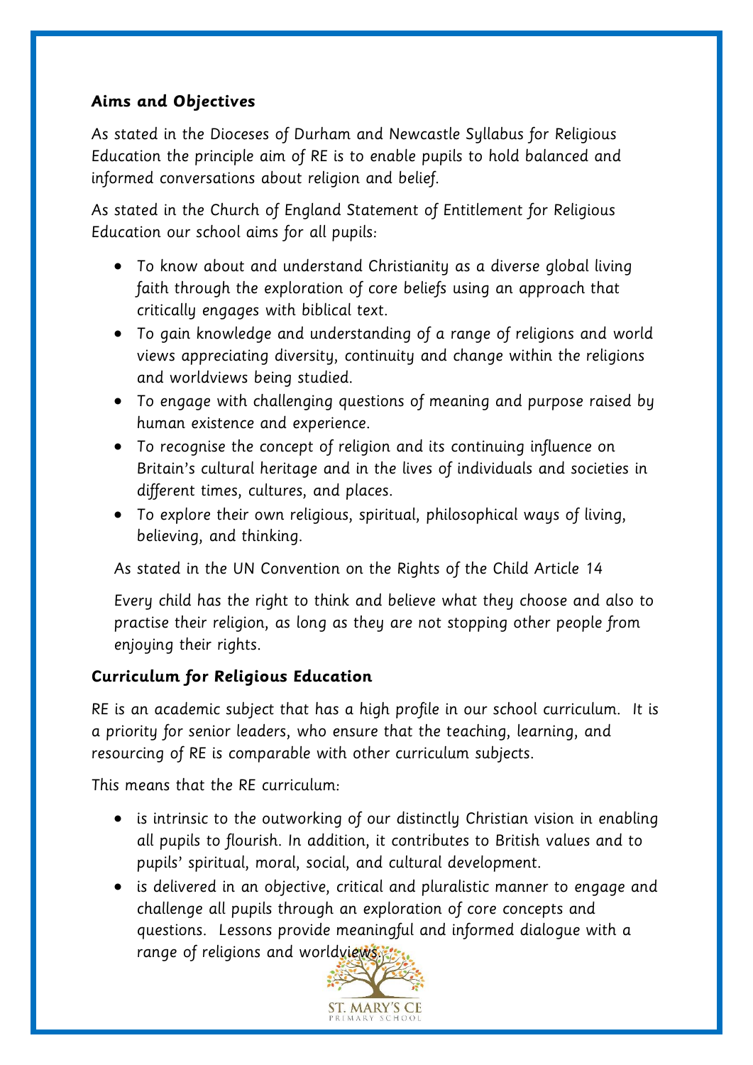## Aims and Objectives

As stated in the Dioceses of Durham and Newcastle Syllabus for Religious Education the principle aim of RE is to enable pupils to hold balanced and informed conversations about religion and belief.

As stated in the Church of England Statement of Entitlement for Religious Education our school aims for all pupils:

- To know about and understand Christianity as a diverse global living faith through the exploration of core beliefs using an approach that critically engages with biblical text.
- To gain knowledge and understanding of a range of religions and world views appreciating diversity, continuity and change within the religions and worldviews being studied.
- To engage with challenging questions of meaning and purpose raised by human existence and experience.
- To recognise the concept of religion and its continuing influence on Britain's cultural heritage and in the lives of individuals and societies in different times, cultures, and places.
- To explore their own religious, spiritual, philosophical ways of living, believing, and thinking.

As stated in the UN Convention on the Rights of the Child Article 14

Every child has the right to think and believe what they choose and also to practise their religion, as long as they are not stopping other people from enjoying their rights.

## Curriculum for Religious Education

RE is an academic subject that has a high profile in our school curriculum. It is a priority for senior leaders, who ensure that the teaching, learning, and resourcing of RE is comparable with other curriculum subjects.

This means that the RE curriculum:

- is intrinsic to the outworking of our distinctly Christian vision in enabling all pupils to flourish. In addition, it contributes to British values and to pupils' spiritual, moral, social, and cultural development.
- is delivered in an objective, critical and pluralistic manner to engage and challenge all pupils through an exploration of core concepts and questions. Lessons provide meaningful and informed dialogue with a range of religions and worldviews.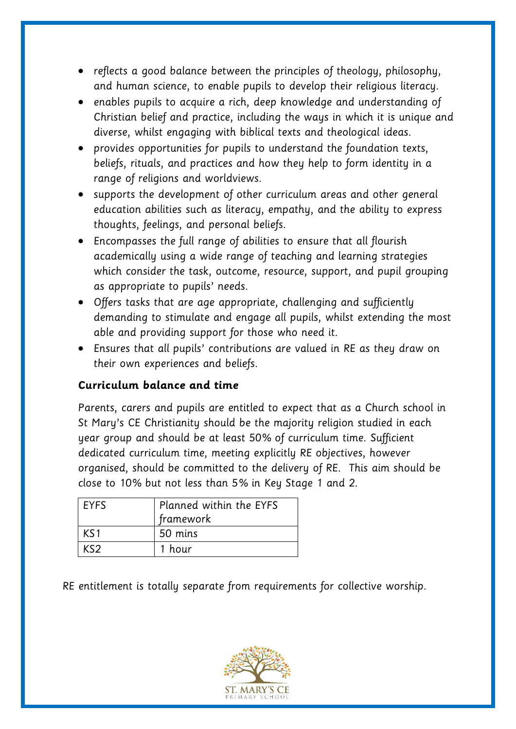- reflects a good balance between the principles of theology, philosophy, and human science, to enable pupils to develop their religious literacy.
- enables pupils to acquire a rich, deep knowledge and understanding of Christian belief and practice, including the ways in which it is unique and diverse, whilst engaging with biblical texts and theological ideas.
- provides opportunities for pupils to understand the foundation texts, beliefs, rituals, and practices and how they help to form identity in a range of religions and worldviews.
- supports the development of other curriculum areas and other general education abilities such as literacy, empathy, and the ability to express thoughts, feelings, and personal beliefs.
- Encompasses the full range of abilities to ensure that all flourish academically using a wide range of teaching and learning strategies which consider the task, outcome, resource, support, and pupil grouping as appropriate to pupils' needs.
- Offers tasks that are age appropriate, challenging and sufficiently demanding to stimulate and engage all pupils, whilst extending the most able and providing support for those who need it.
- Ensures that all pupils' contributions are valued in RE as they draw on their own experiences and beliefs.

**Curriculum balance and time**

Parents, carers and pupils are entitled to expect that as a Church school in St Mary's CE Christianity should be the majority religion studied in each year group and should be at least 50% of curriculum time. Sufficient dedicated curriculum time, meeting explicitly RE objectives, however organised, should be committed to the delivery of RE. This aim should be close to 10% but not less than 5% in Key Stage 1 and 2.

| EYFS | Planned within the EYFS framework |
|---|---|
| KS1 | 50 mins |
| KS2 | 1 hour |

RE entitlement is totally separate from requirements for collective worship.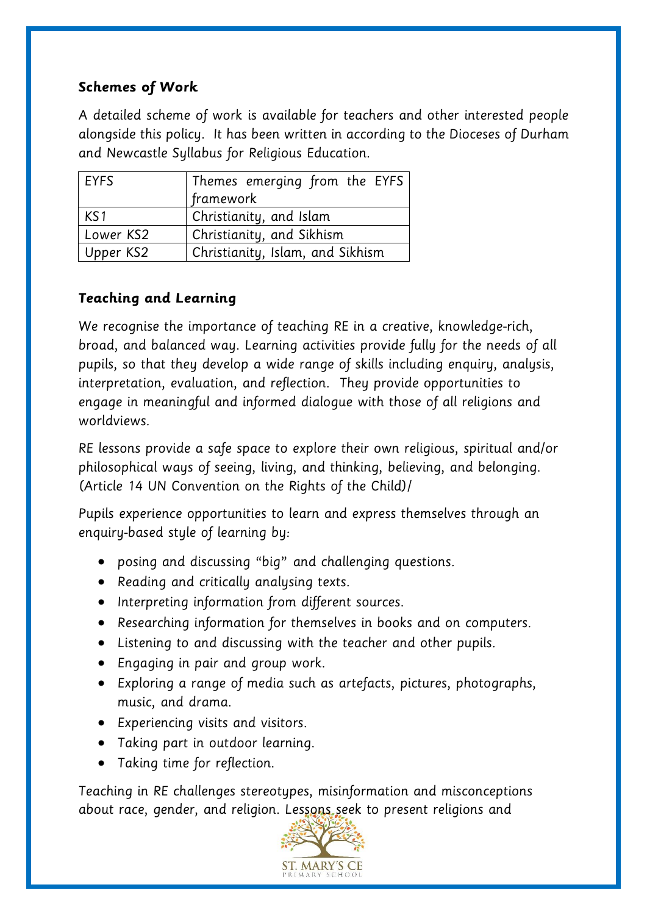**Schemes of Work**

A detailed scheme of work is available for teachers and other interested people alongside this policy. It has been written in according to the Dioceses of Durham and Newcastle Syllabus for Religious Education.

| EYFS | Themes emerging from the EYFS framework |
|---|---|
| KS1 | Christianity, and Islam |
| Lower KS2 | Christianity, and Sikhism |
| Upper KS2 | Christianity, Islam, and Sikhism |

**Teaching and Learning**

We recognise the importance of teaching RE in a creative, knowledge-rich, broad, and balanced way. Learning activities provide fully for the needs of all pupils, so that they develop a wide range of skills including enquiry, analysis, interpretation, evaluation, and reflection. They provide opportunities to engage in meaningful and informed dialogue with those of all religions and worldviews.

RE lessons provide a safe space to explore their own religious, spiritual and/or philosophical ways of seeing, living, and thinking, believing, and belonging. (Article 14 UN Convention on the Rights of the Child)/

Pupils experience opportunities to learn and express themselves through an enquiry-based style of learning by:

- posing and discussing "big" and challenging questions.
- Reading and critically analysing texts.
- Interpreting information from different sources.
- Researching information for themselves in books and on computers.
- Listening to and discussing with the teacher and other pupils.
- Engaging in pair and group work.
- Exploring a range of media such as artefacts, pictures, photographs, music, and drama.
- Experiencing visits and visitors.
- Taking part in outdoor learning.
- Taking time for reflection.

Teaching in RE challenges stereotypes, misinformation and misconceptions about race, gender, and religion. Lessons seek to present religions and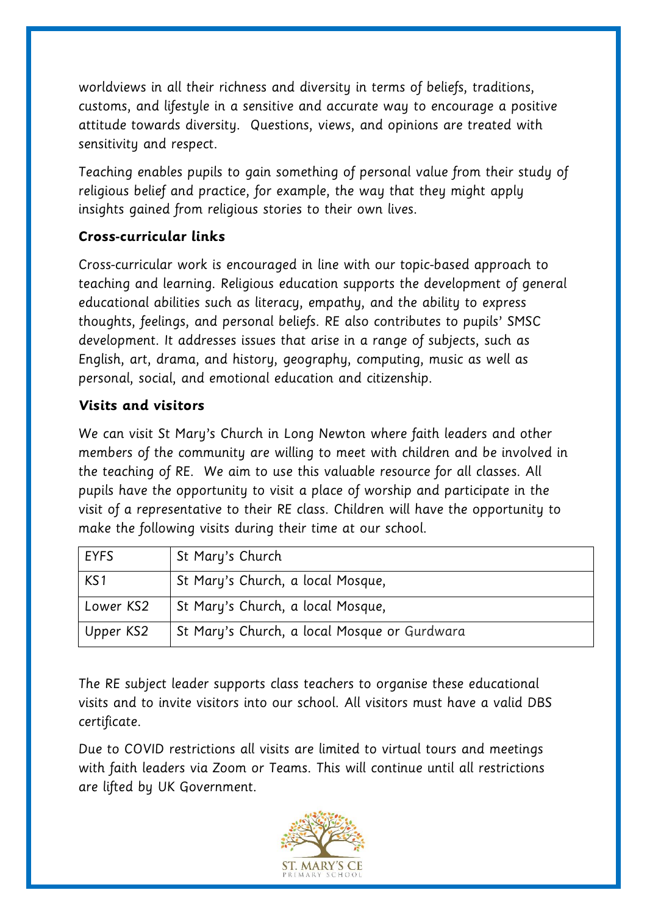worldviews in all their richness and diversity in terms of beliefs, traditions, customs, and lifestyle in a sensitive and accurate way to encourage a positive attitude towards diversity.  Questions, views, and opinions are treated with sensitivity and respect.

Teaching enables pupils to gain something of personal value from their study of religious belief and practice, for example, the way that they might apply insights gained from religious stories to their own lives.

**Cross-curricular links**

Cross-curricular work is encouraged in line with our topic-based approach to teaching and learning. Religious education supports the development of general educational abilities such as literacy, empathy, and the ability to express thoughts, feelings, and personal beliefs. RE also contributes to pupils' SMSC development. It addresses issues that arise in a range of subjects, such as English, art, drama, and history, geography, computing, music as well as personal, social, and emotional education and citizenship.

**Visits and visitors**

We can visit St Mary's Church in Long Newton where faith leaders and other members of the community are willing to meet with children and be involved in the teaching of RE.  We aim to use this valuable resource for all classes. All pupils have the opportunity to visit a place of worship and participate in the visit of a representative to their RE class. Children will have the opportunity to make the following visits during their time at our school.

| EYFS | St Mary's Church |
|---|---|
| KS1 | St Mary's Church, a local Mosque, |
| Lower KS2 | St Mary's Church, a local Mosque, |
| Upper KS2 | St Mary's Church, a local Mosque or Gurdwara |

The RE subject leader supports class teachers to organise these educational visits and to invite visitors into our school. All visitors must have a valid DBS certificate.

Due to COVID restrictions all visits are limited to virtual tours and meetings with faith leaders via Zoom or Teams. This will continue until all restrictions are lifted by UK Government.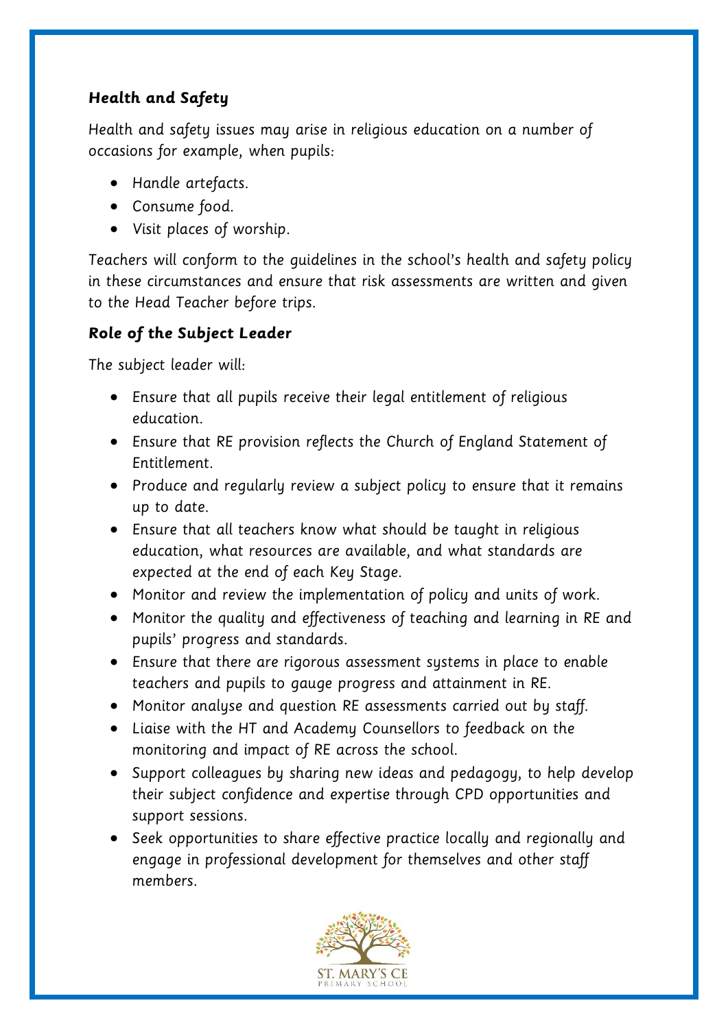**Health and Safety**

Health and safety issues may arise in religious education on a number of occasions for example, when pupils:

- Handle artefacts.
- Consume food.
- Visit places of worship.

Teachers will conform to the guidelines in the school's health and safety policy in these circumstances and ensure that risk assessments are written and given to the Head Teacher before trips.

**Role of the Subject Leader**

The subject leader will:

- Ensure that all pupils receive their legal entitlement of religious education.
- Ensure that RE provision reflects the Church of England Statement of Entitlement.
- Produce and regularly review a subject policy to ensure that it remains up to date.
- Ensure that all teachers know what should be taught in religious education, what resources are available, and what standards are expected at the end of each Key Stage.
- Monitor and review the implementation of policy and units of work.
- Monitor the quality and effectiveness of teaching and learning in RE and pupils' progress and standards.
- Ensure that there are rigorous assessment systems in place to enable teachers and pupils to gauge progress and attainment in RE.
- Monitor analyse and question RE assessments carried out by staff.
- Liaise with the HT and Academy Counsellors to feedback on the monitoring and impact of RE across the school.
- Support colleagues by sharing new ideas and pedagogy, to help develop their subject confidence and expertise through CPD opportunities and support sessions.
- Seek opportunities to share effective practice locally and regionally and engage in professional development for themselves and other staff members.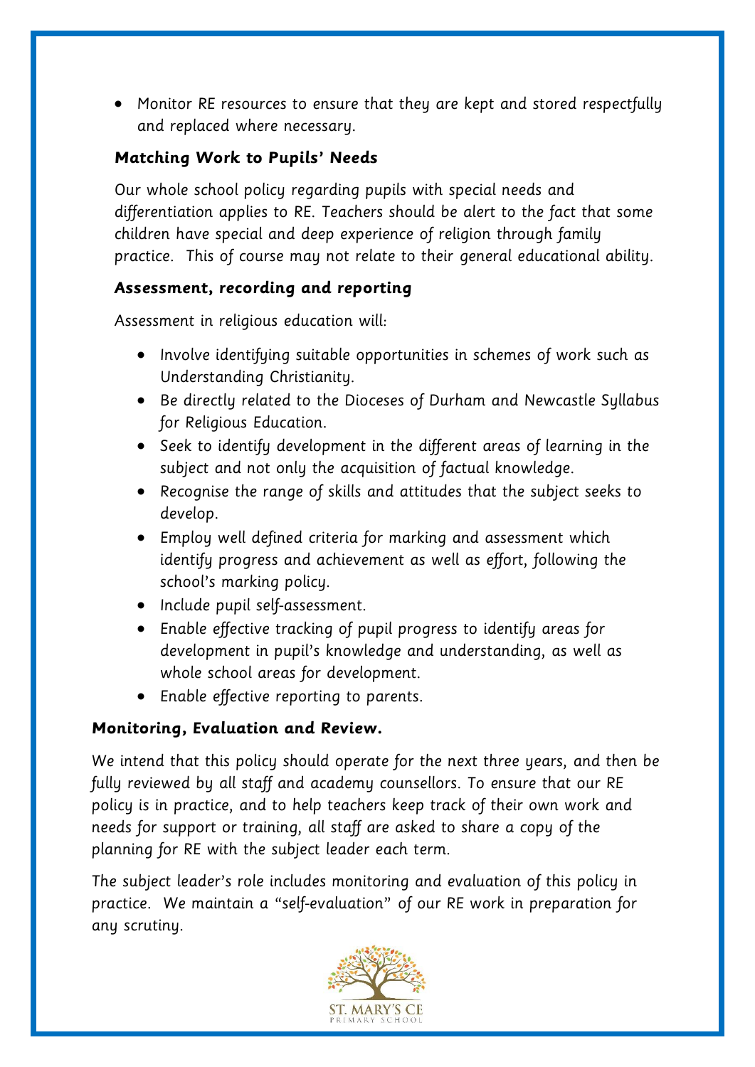- Monitor RE resources to ensure that they are kept and stored respectfully and replaced where necessary.

### Matching Work to Pupils' Needs

Our whole school policy regarding pupils with special needs and differentiation applies to RE. Teachers should be alert to the fact that some children have special and deep experience of religion through family practice. This of course may not relate to their general educational ability.

### Assessment, recording and reporting

Assessment in religious education will:

- Involve identifying suitable opportunities in schemes of work such as Understanding Christianity.
- Be directly related to the Dioceses of Durham and Newcastle Syllabus for Religious Education.
- Seek to identify development in the different areas of learning in the subject and not only the acquisition of factual knowledge.
- Recognise the range of skills and attitudes that the subject seeks to develop.
- Employ well defined criteria for marking and assessment which identify progress and achievement as well as effort, following the school's marking policy.
- Include pupil self-assessment.
- Enable effective tracking of pupil progress to identify areas for development in pupil's knowledge and understanding, as well as whole school areas for development.
- Enable effective reporting to parents.

### Monitoring, Evaluation and Review.

We intend that this policy should operate for the next three years, and then be fully reviewed by all staff and academy counsellors. To ensure that our RE policy is in practice, and to help teachers keep track of their own work and needs for support or training, all staff are asked to share a copy of the planning for RE with the subject leader each term.

The subject leader's role includes monitoring and evaluation of this policy in practice. We maintain a "self-evaluation" of our RE work in preparation for any scrutiny.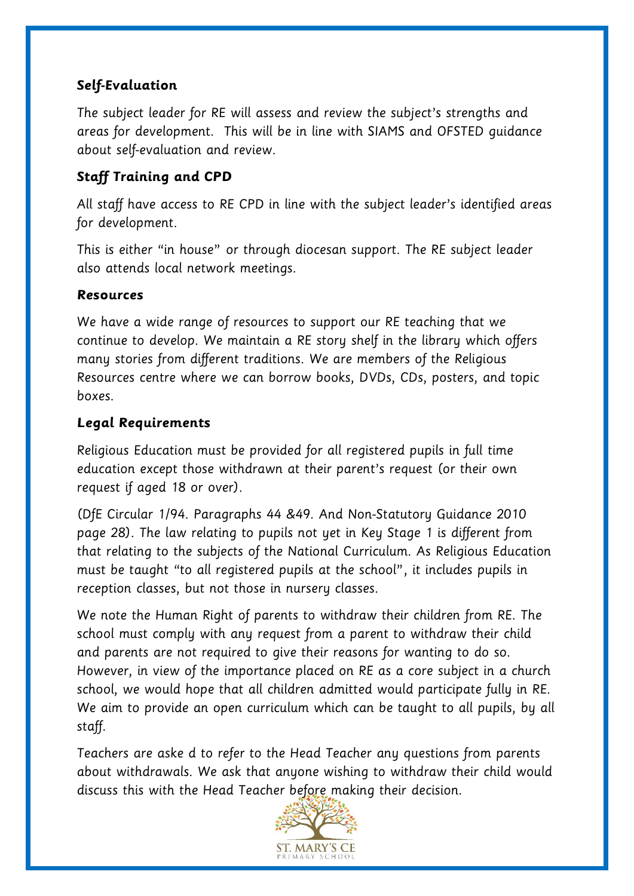### Self-Evaluation

The subject leader for RE will assess and review the subject's strengths and areas for development. This will be in line with SIAMS and OFSTED guidance about self-evaluation and review.

### Staff Training and CPD

All staff have access to RE CPD in line with the subject leader's identified areas for development.

This is either "in house" or through diocesan support. The RE subject leader also attends local network meetings.

### Resources

We have a wide range of resources to support our RE teaching that we continue to develop. We maintain a RE story shelf in the library which offers many stories from different traditions. We are members of the Religious Resources centre where we can borrow books, DVDs, CDs, posters, and topic boxes.

### Legal Requirements

Religious Education must be provided for all registered pupils in full time education except those withdrawn at their parent's request (or their own request if aged 18 or over).

(DfE Circular 1/94. Paragraphs 44 &49. And Non-Statutory Guidance 2010 page 28). The law relating to pupils not yet in Key Stage 1 is different from that relating to the subjects of the National Curriculum. As Religious Education must be taught "to all registered pupils at the school", it includes pupils in reception classes, but not those in nursery classes.

We note the Human Right of parents to withdraw their children from RE. The school must comply with any request from a parent to withdraw their child and parents are not required to give their reasons for wanting to do so. However, in view of the importance placed on RE as a core subject in a church school, we would hope that all children admitted would participate fully in RE. We aim to provide an open curriculum which can be taught to all pupils, by all staff.

Teachers are aske d to refer to the Head Teacher any questions from parents about withdrawals. We ask that anyone wishing to withdraw their child would discuss this with the Head Teacher before making their decision.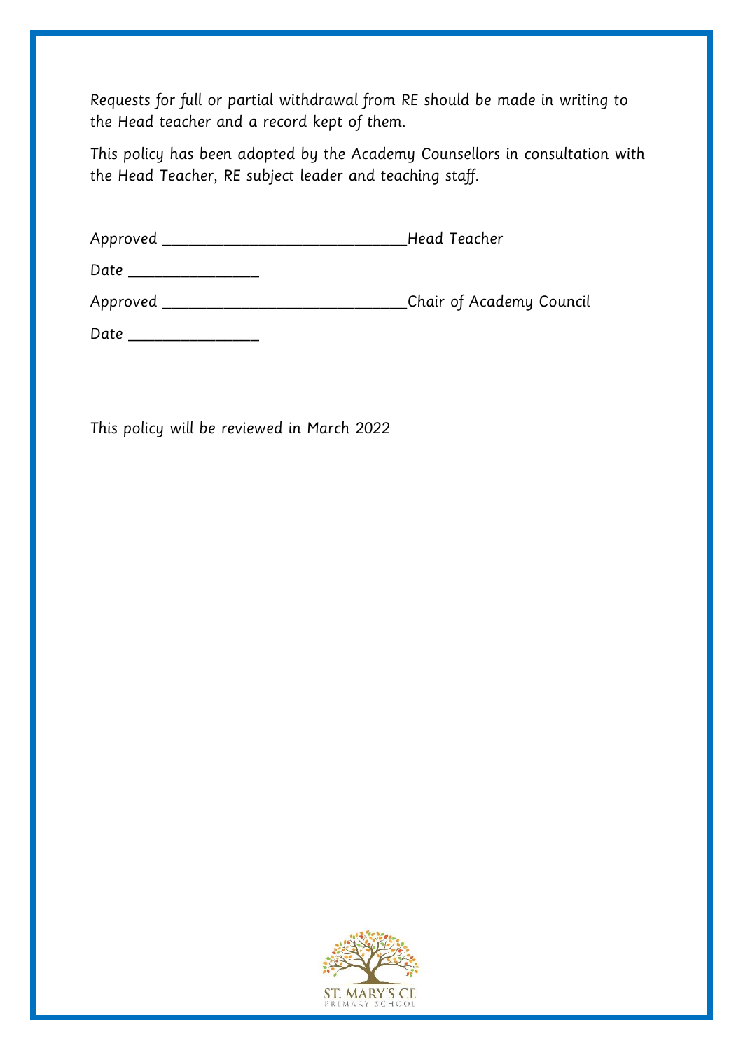Requests for full or partial withdrawal from RE should be made in writing to the Head teacher and a record kept of them.

This policy has been adopted by the Academy Counsellors in consultation with the Head Teacher, RE subject leader and teaching staff.

Approved ______________________________Head Teacher

Date ________________

Approved ______________________________Chair of Academy Council

Date ________________

This policy will be reviewed in March 2022